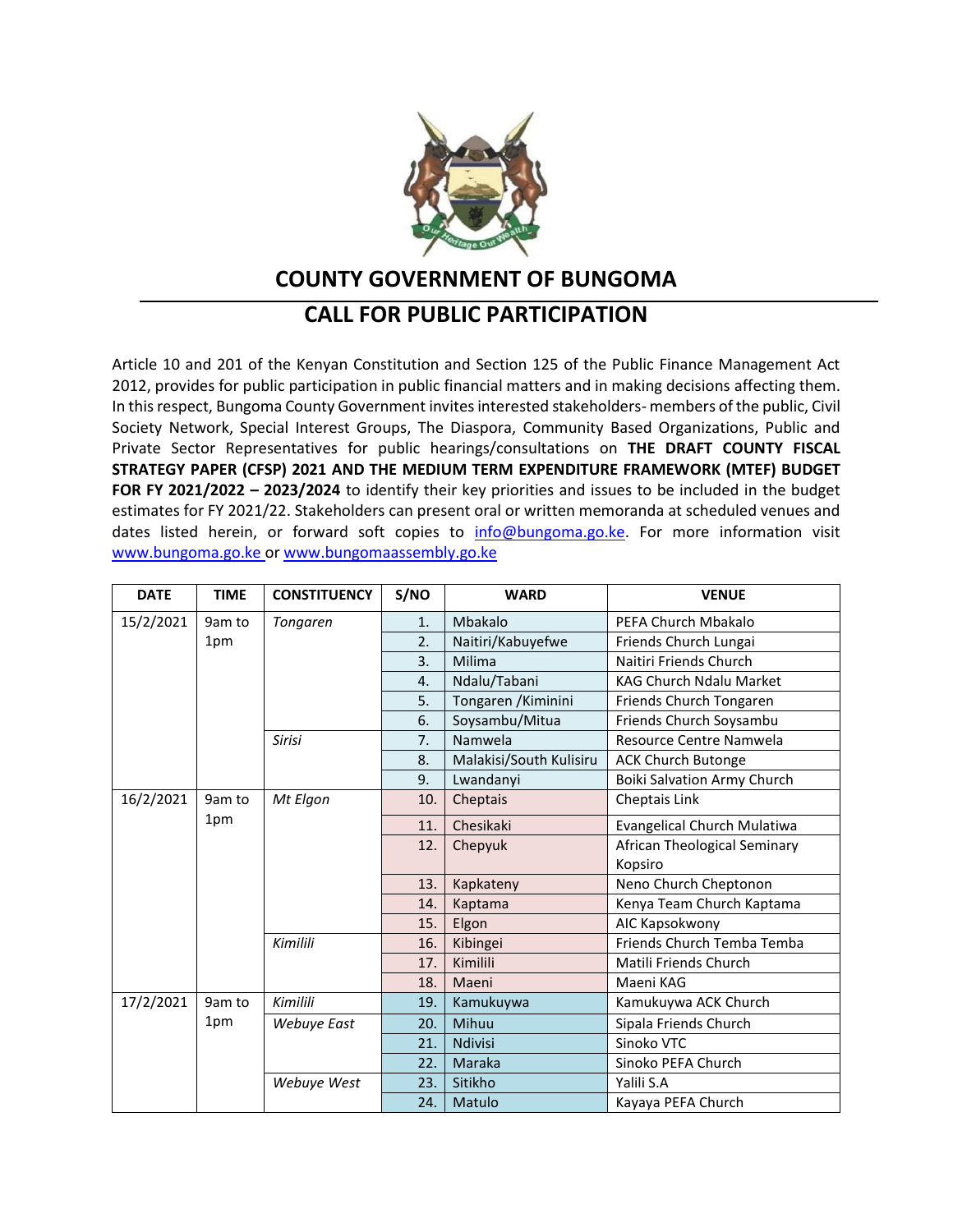# COUNTY GOVERNMENT OF BUNGOMA

## CALL FOR PUBLIC PARTICIPATION

Article 10 and 201 of the Kenyan Constitution and Section 125 of the Public Finance Management Act 2012, provides for public participation in public financial matters and in making decisions affecting them. In this respect, Bungoma County Government invites interested stakeholders- members of the public, Civil Society Network, Special Interest Groups, The Diaspora, Community Based Organizations, Public and Private Sector Representatives for public hearings/consultations on **THE DRAFT COUNTY FISCAL STRATEGY PAPER (CFSP) 2021 AND THE MEDIUM TERM EXPENDITURE FRAMEWORK (MTEF) BUDGET FOR FY 2021/2022 – 2023/2024** to identify their key priorities and issues to be included in the budget estimates for FY 2021/22. Stakeholders can present oral or written memoranda at scheduled venues and dates listed herein, or forward soft copies to info@bungoma.go.ke. For more information visit www.bungoma.go.ke or www.bungomaassembly.go.ke

| DATE | TIME | CONSTITUENCY | S/NO | WARD | VENUE |
|---|---|---|---|---|---|
| 15/2/2021 | 9am to 1pm | *Tongaren* | 1. | Mbakalo | PEFA Church Mbakalo |
| | | | 2. | Naitiri/Kabuyefwe | Friends Church Lungai |
| | | | 3. | Milima | Naitiri Friends Church |
| | | | 4. | Ndalu/Tabani | KAG Church Ndalu Market |
| | | | 5. | Tongaren /Kiminini | Friends Church Tongaren |
| | | | 6. | Soysambu/Mitua | Friends Church Soysambu |
| | | *Sirisi* | 7. | Namwela | Resource Centre Namwela |
| | | | 8. | Malakisi/South Kulisiru | ACK Church Butonge |
| | | | 9. | Lwandanyi | Boiki Salvation Army Church |
| 16/2/2021 | 9am to 1pm | *Mt Elgon* | 10. | Cheptais | Cheptais Link |
| | | | 11. | Chesikaki | Evangelical Church Mulatiwa |
| | | | 12. | Chepyuk | African Theological Seminary Kopsiro |
| | | | 13. | Kapkateny | Neno Church Cheptonon |
| | | | 14. | Kaptama | Kenya Team Church Kaptama |
| | | | 15. | Elgon | AIC Kapsokwony |
| | | *Kimilili* | 16. | Kibingei | Friends Church Temba Temba |
| | | | 17. | Kimilili | Matili Friends Church |
| | | | 18. | Maeni | Maeni KAG |
| 17/2/2021 | 9am to 1pm | *Kimilili* | 19. | Kamukuywa | Kamukuywa ACK Church |
| | | *Webuye East* | 20. | Mihuu | Sipala Friends Church |
| | | | 21. | Ndivisi | Sinoko VTC |
| | | | 22. | Maraka | Sinoko PEFA Church |
| | | *Webuye West* | 23. | Sitikho | Yalili S.A |
| | | | 24. | Matulo | Kayaya PEFA Church |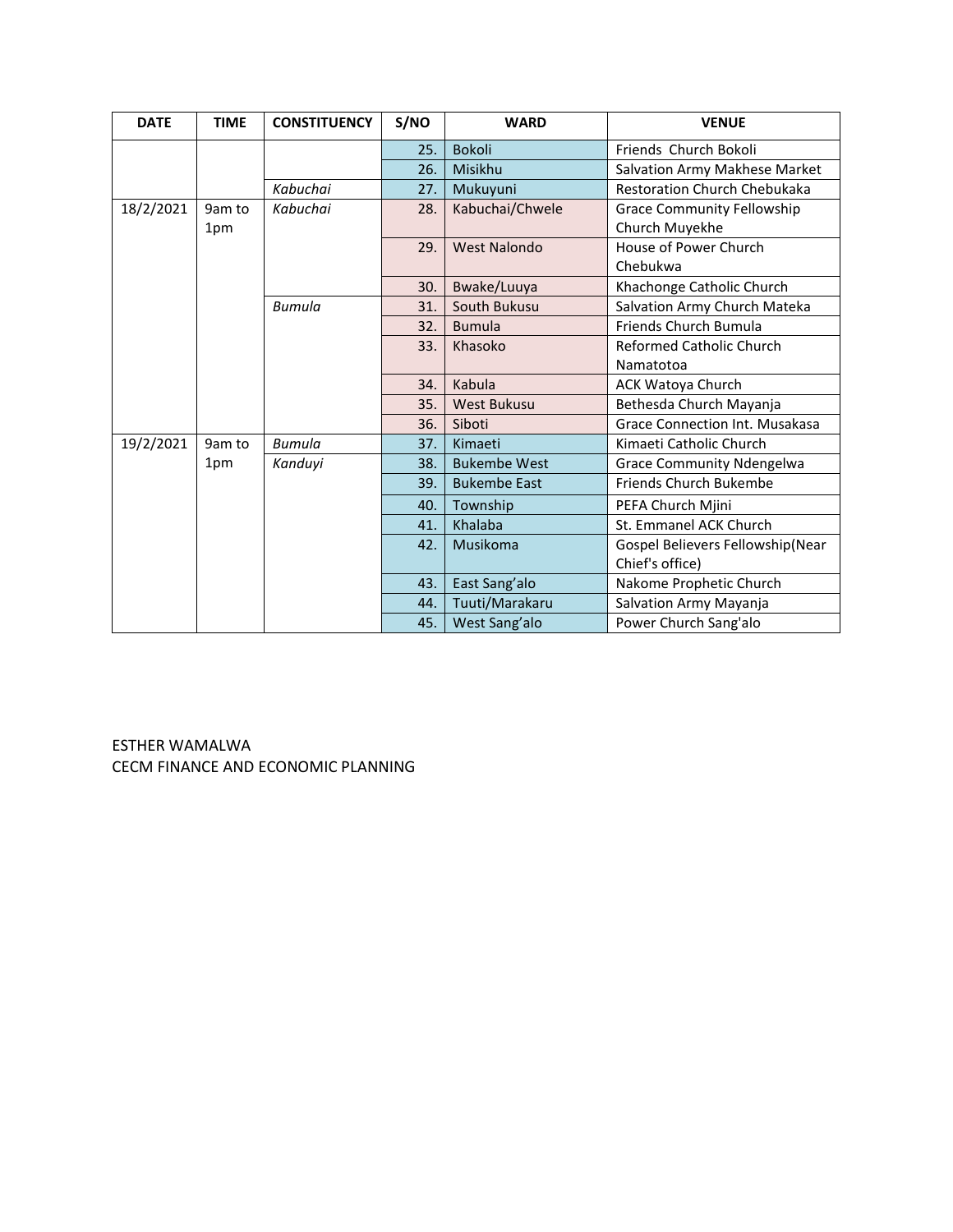| DATE | TIME | CONSTITUENCY | S/NO | WARD | VENUE |
|---|---|---|---|---|---|
| | | | 25. | Bokoli | Friends Church Bokoli |
| | | | 26. | Misikhu | Salvation Army Makhese Market |
| | | *Kabuchai* | 27. | Mukuyuni | Restoration Church Chebukaka |
| 18/2/2021 | 9am to 1pm | *Kabuchai* | 28. | Kabuchai/Chwele | Grace Community Fellowship Church Muyekhe |
| | | | 29. | West Nalondo | House of Power Church Chebukwa |
| | | | 30. | Bwake/Luuya | Khachonge Catholic Church |
| | | *Bumula* | 31. | South Bukusu | Salvation Army Church Mateka |
| | | | 32. | Bumula | Friends Church Bumula |
| | | | 33. | Khasoko | Reformed Catholic Church Namatotoa |
| | | | 34. | Kabula | ACK Watoya Church |
| | | | 35. | West Bukusu | Bethesda Church Mayanja |
| | | | 36. | Siboti | Grace Connection Int. Musakasa |
| 19/2/2021 | 9am to 1pm | *Bumula* | 37. | Kimaeti | Kimaeti Catholic Church |
| | | *Kanduyi* | 38. | Bukembe West | Grace Community Ndengelwa |
| | | | 39. | Bukembe East | Friends Church Bukembe |
| | | | 40. | Township | PEFA Church Mjini |
| | | | 41. | Khalaba | St. Emmanel ACK Church |
| | | | 42. | Musikoma | Gospel Believers Fellowship(Near Chief's office) |
| | | | 43. | East Sang'alo | Nakome Prophetic Church |
| | | | 44. | Tuuti/Marakaru | Salvation Army Mayanja |
| | | | 45. | West Sang'alo | Power Church Sang'alo |

ESTHER WAMALWA
CECM FINANCE AND ECONOMIC PLANNING